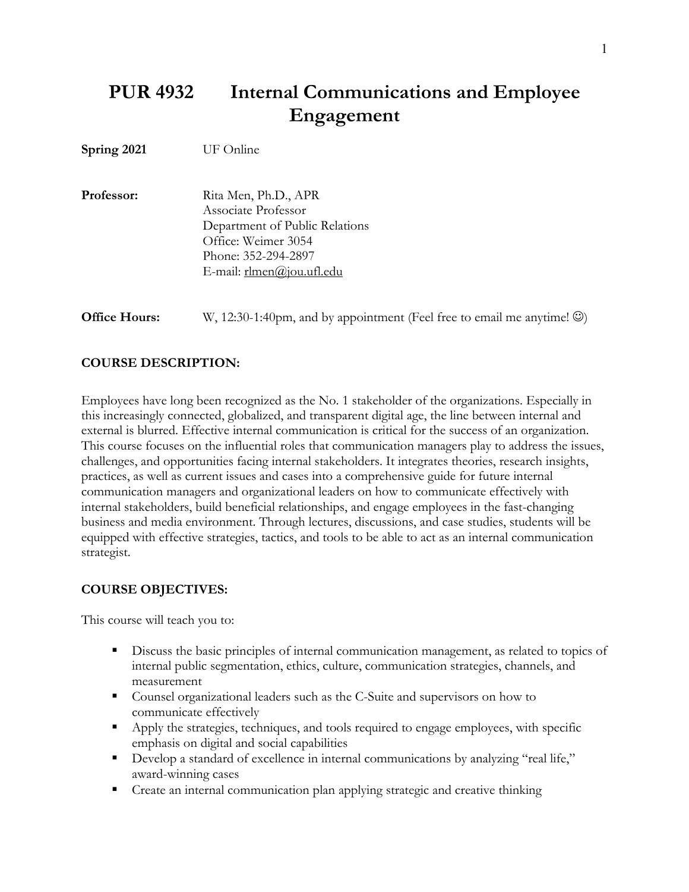# PUR 4932 Internal Communications and Employee Engagement

**Spring 2021** UF Online

**Professor:** Rita Men, Ph.D., APR
Associate Professor
Department of Public Relations
Office: Weimer 3054
Phone: 352-294-2897
E-mail: rlmen@jou.ufl.edu

**Office Hours:** W, 12:30-1:40pm, and by appointment (Feel free to email me anytime! ☺)

## COURSE DESCRIPTION:

Employees have long been recognized as the No. 1 stakeholder of the organizations. Especially in this increasingly connected, globalized, and transparent digital age, the line between internal and external is blurred. Effective internal communication is critical for the success of an organization. This course focuses on the influential roles that communication managers play to address the issues, challenges, and opportunities facing internal stakeholders. It integrates theories, research insights, practices, as well as current issues and cases into a comprehensive guide for future internal communication managers and organizational leaders on how to communicate effectively with internal stakeholders, build beneficial relationships, and engage employees in the fast-changing business and media environment. Through lectures, discussions, and case studies, students will be equipped with effective strategies, tactics, and tools to be able to act as an internal communication strategist.

## COURSE OBJECTIVES:

This course will teach you to:

- Discuss the basic principles of internal communication management, as related to topics of internal public segmentation, ethics, culture, communication strategies, channels, and measurement
- Counsel organizational leaders such as the C-Suite and supervisors on how to communicate effectively
- Apply the strategies, techniques, and tools required to engage employees, with specific emphasis on digital and social capabilities
- Develop a standard of excellence in internal communications by analyzing "real life," award-winning cases
- Create an internal communication plan applying strategic and creative thinking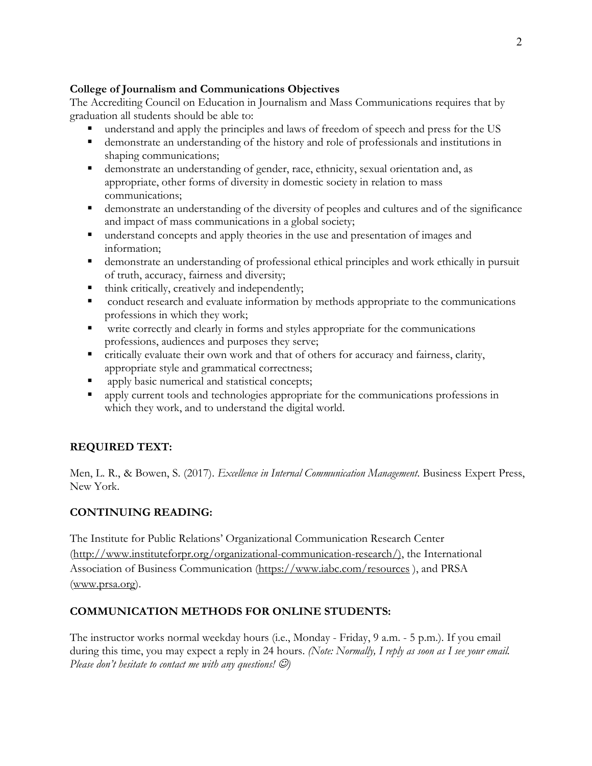**College of Journalism and Communications Objectives**

The Accrediting Council on Education in Journalism and Mass Communications requires that by graduation all students should be able to:

- understand and apply the principles and laws of freedom of speech and press for the US
- demonstrate an understanding of the history and role of professionals and institutions in shaping communications;
- demonstrate an understanding of gender, race, ethnicity, sexual orientation and, as appropriate, other forms of diversity in domestic society in relation to mass communications;
- demonstrate an understanding of the diversity of peoples and cultures and of the significance and impact of mass communications in a global society;
- understand concepts and apply theories in the use and presentation of images and information;
- demonstrate an understanding of professional ethical principles and work ethically in pursuit of truth, accuracy, fairness and diversity;
- think critically, creatively and independently;
- conduct research and evaluate information by methods appropriate to the communications professions in which they work;
- write correctly and clearly in forms and styles appropriate for the communications professions, audiences and purposes they serve;
- critically evaluate their own work and that of others for accuracy and fairness, clarity, appropriate style and grammatical correctness;
- apply basic numerical and statistical concepts;
- apply current tools and technologies appropriate for the communications professions in which they work, and to understand the digital world.

## REQUIRED TEXT:

Men, L. R., & Bowen, S. (2017). *Excellence in Internal Communication Management*. Business Expert Press, New York.

## CONTINUING READING:

The Institute for Public Relations' Organizational Communication Research Center (http://www.instituteforpr.org/organizational-communication-research/), the International Association of Business Communication (https://www.iabc.com/resources ), and PRSA (www.prsa.org).

## COMMUNICATION METHODS FOR ONLINE STUDENTS:

The instructor works normal weekday hours (i.e., Monday - Friday, 9 a.m. - 5 p.m.). If you email during this time, you may expect a reply in 24 hours. *(Note: Normally, I reply as soon as I see your email. Please don't hesitate to contact me with any questions! ☺)*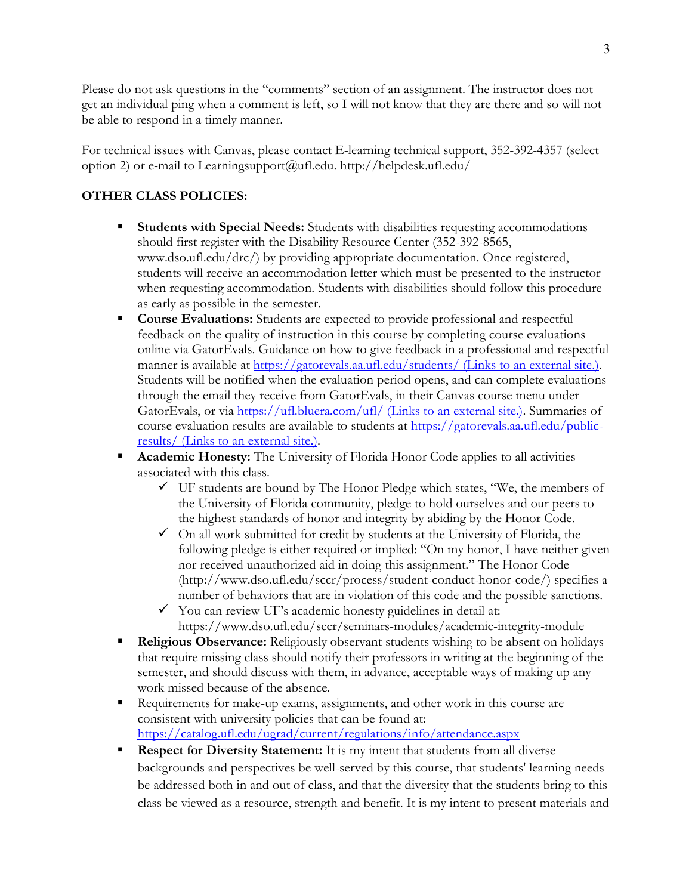Please do not ask questions in the "comments" section of an assignment. The instructor does not get an individual ping when a comment is left, so I will not know that they are there and so will not be able to respond in a timely manner.

For technical issues with Canvas, please contact E-learning technical support, 352-392-4357 (select option 2) or e-mail to Learningsupport@ufl.edu. http://helpdesk.ufl.edu/

**OTHER CLASS POLICIES:**

- **Students with Special Needs:** Students with disabilities requesting accommodations should first register with the Disability Resource Center (352-392-8565, www.dso.ufl.edu/drc/) by providing appropriate documentation. Once registered, students will receive an accommodation letter which must be presented to the instructor when requesting accommodation. Students with disabilities should follow this procedure as early as possible in the semester.
- **Course Evaluations:** Students are expected to provide professional and respectful feedback on the quality of instruction in this course by completing course evaluations online via GatorEvals. Guidance on how to give feedback in a professional and respectful manner is available at [https://gatorevals.aa.ufl.edu/students/ (Links to an external site.)](https://gatorevals.aa.ufl.edu/students/). Students will be notified when the evaluation period opens, and can complete evaluations through the email they receive from GatorEvals, in their Canvas course menu under GatorEvals, or via [https://ufl.bluera.com/ufl/ (Links to an external site.)](https://ufl.bluera.com/ufl/). Summaries of course evaluation results are available to students at [https://gatorevals.aa.ufl.edu/public-results/ (Links to an external site.)](https://gatorevals.aa.ufl.edu/public-results/).
- **Academic Honesty:** The University of Florida Honor Code applies to all activities associated with this class.
  - ✓ UF students are bound by The Honor Pledge which states, "We, the members of the University of Florida community, pledge to hold ourselves and our peers to the highest standards of honor and integrity by abiding by the Honor Code.
  - ✓ On all work submitted for credit by students at the University of Florida, the following pledge is either required or implied: "On my honor, I have neither given nor received unauthorized aid in doing this assignment." The Honor Code (http://www.dso.ufl.edu/sccr/process/student-conduct-honor-code/) specifies a number of behaviors that are in violation of this code and the possible sanctions.
  - ✓ You can review UF's academic honesty guidelines in detail at: https://www.dso.ufl.edu/sccr/seminars-modules/academic-integrity-module
- **Religious Observance:** Religiously observant students wishing to be absent on holidays that require missing class should notify their professors in writing at the beginning of the semester, and should discuss with them, in advance, acceptable ways of making up any work missed because of the absence.
- Requirements for make-up exams, assignments, and other work in this course are consistent with university policies that can be found at: [https://catalog.ufl.edu/ugrad/current/regulations/info/attendance.aspx](https://catalog.ufl.edu/ugrad/current/regulations/info/attendance.aspx)
- **Respect for Diversity Statement:** It is my intent that students from all diverse backgrounds and perspectives be well-served by this course, that students' learning needs be addressed both in and out of class, and that the diversity that the students bring to this class be viewed as a resource, strength and benefit. It is my intent to present materials and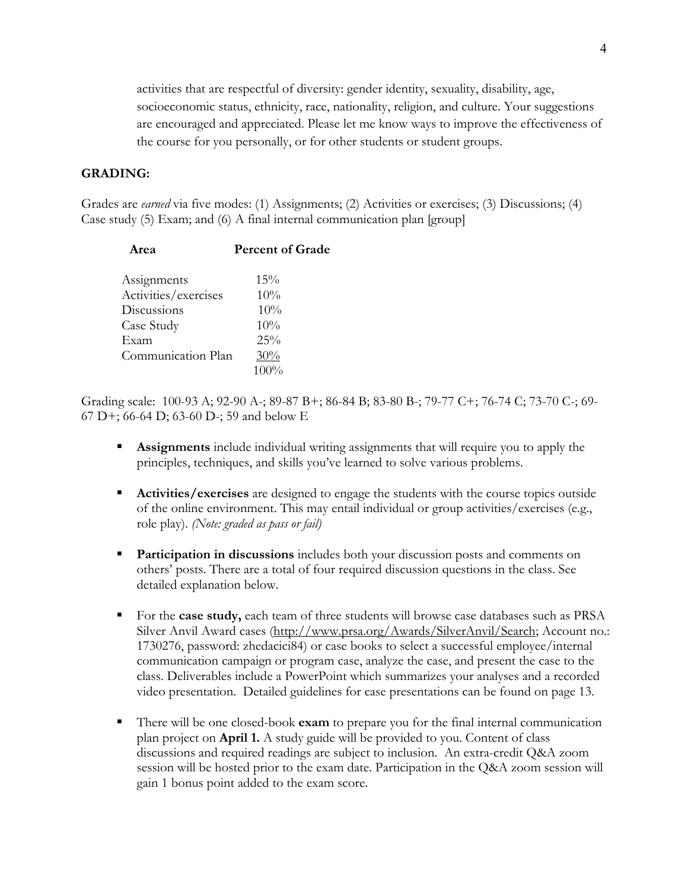activities that are respectful of diversity: gender identity, sexuality, disability, age, socioeconomic status, ethnicity, race, nationality, religion, and culture. Your suggestions are encouraged and appreciated. Please let me know ways to improve the effectiveness of the course for you personally, or for other students or student groups.

**GRADING:**

Grades are *earned* via five modes: (1) Assignments; (2) Activities or exercises; (3) Discussions; (4) Case study (5) Exam; and (6) A final internal communication plan [group]

| Area | Percent of Grade |
|---|---|
| Assignments | 15% |
| Activities/exercises | 10% |
| Discussions | 10% |
| Case Study | 10% |
| Exam | 25% |
| Communication Plan | 30% |
| | 100% |

Grading scale: 100-93 A; 92-90 A-; 89-87 B+; 86-84 B; 83-80 B-; 79-77 C+; 76-74 C; 73-70 C-; 69-67 D+; 66-64 D; 63-60 D-; 59 and below E

- **Assignments** include individual writing assignments that will require you to apply the principles, techniques, and skills you've learned to solve various problems.
- **Activities/exercises** are designed to engage the students with the course topics outside of the online environment. This may entail individual or group activities/exercises (e.g., role play). *(Note: graded as pass or fail)*
- **Participation in discussions** includes both your discussion posts and comments on others' posts. There are a total of four required discussion questions in the class. See detailed explanation below.
- For the **case study,** each team of three students will browse case databases such as PRSA Silver Anvil Award cases (http://www.prsa.org/Awards/SilverAnvil/Search; Account no.: 1730276, password: zhedacici84) or case books to select a successful employee/internal communication campaign or program case, analyze the case, and present the case to the class. Deliverables include a PowerPoint which summarizes your analyses and a recorded video presentation. Detailed guidelines for case presentations can be found on page 13.
- There will be one closed-book **exam** to prepare you for the final internal communication plan project on **April 1.** A study guide will be provided to you. Content of class discussions and required readings are subject to inclusion. An extra-credit Q&A zoom session will be hosted prior to the exam date. Participation in the Q&A zoom session will gain 1 bonus point added to the exam score.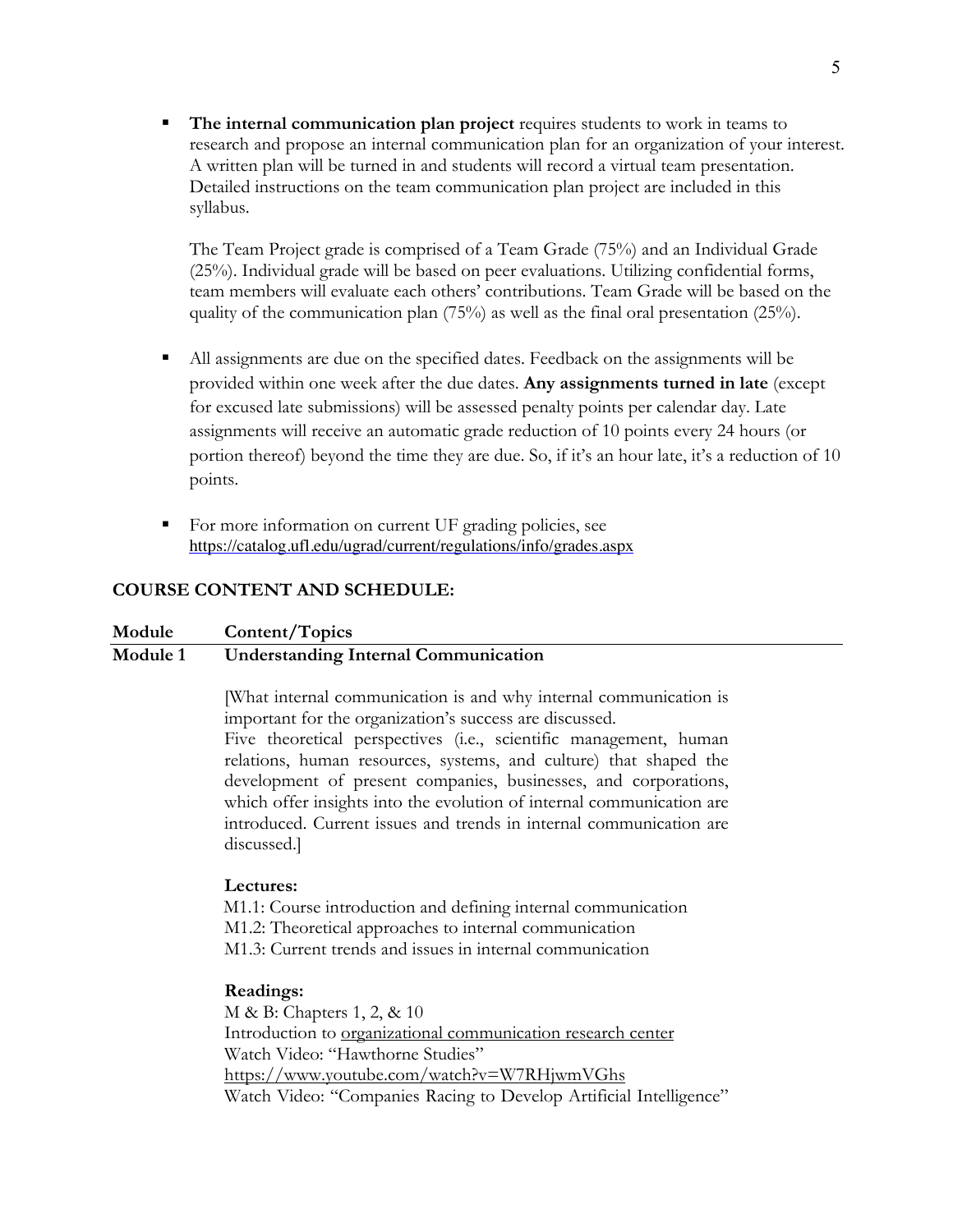- **The internal communication plan project** requires students to work in teams to research and propose an internal communication plan for an organization of your interest. A written plan will be turned in and students will record a virtual team presentation. Detailed instructions on the team communication plan project are included in this syllabus.

  The Team Project grade is comprised of a Team Grade (75%) and an Individual Grade (25%). Individual grade will be based on peer evaluations. Utilizing confidential forms, team members will evaluate each others' contributions. Team Grade will be based on the quality of the communication plan (75%) as well as the final oral presentation (25%).

- All assignments are due on the specified dates. Feedback on the assignments will be provided within one week after the due dates. **Any assignments turned in late** (except for excused late submissions) will be assessed penalty points per calendar day. Late assignments will receive an automatic grade reduction of 10 points every 24 hours (or portion thereof) beyond the time they are due. So, if it's an hour late, it's a reduction of 10 points.

- For more information on current UF grading policies, see https://catalog.ufl.edu/ugrad/current/regulations/info/grades.aspx

## COURSE CONTENT AND SCHEDULE:

| Module | Content/Topics |
|---|---|
| **Module 1** | **Understanding Internal Communication** |

[What internal communication is and why internal communication is important for the organization's success are discussed.
Five theoretical perspectives (i.e., scientific management, human relations, human resources, systems, and culture) that shaped the development of present companies, businesses, and corporations, which offer insights into the evolution of internal communication are introduced. Current issues and trends in internal communication are discussed.]

**Lectures:**
M1.1: Course introduction and defining internal communication
M1.2: Theoretical approaches to internal communication
M1.3: Current trends and issues in internal communication

**Readings:**
M & B: Chapters 1, 2, & 10
Introduction to organizational communication research center
Watch Video: "Hawthorne Studies"
https://www.youtube.com/watch?v=W7RHjwmVGhs
Watch Video: "Companies Racing to Develop Artificial Intelligence"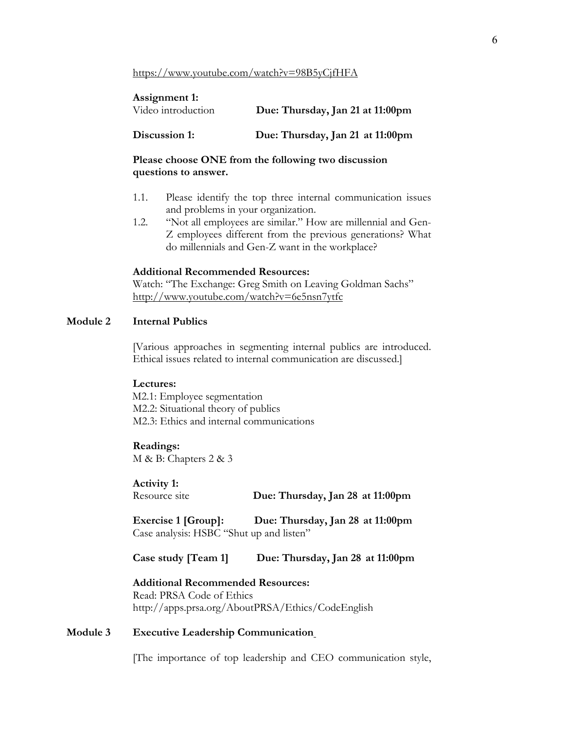https://www.youtube.com/watch?v=98B5yCjfHFA

**Assignment 1:**
Video introduction **Due: Thursday, Jan 21 at 11:00pm**

**Discussion 1:** **Due: Thursday, Jan 21 at 11:00pm**

**Please choose ONE from the following two discussion questions to answer.**

1.1. Please identify the top three internal communication issues and problems in your organization.

1.2. "Not all employees are similar." How are millennial and Gen-Z employees different from the previous generations? What do millennials and Gen-Z want in the workplace?

**Additional Recommended Resources:**
Watch: "The Exchange: Greg Smith on Leaving Goldman Sachs"
http://www.youtube.com/watch?v=6e5nsn7ytfc

## Module 2 Internal Publics

[Various approaches in segmenting internal publics are introduced. Ethical issues related to internal communication are discussed.]

**Lectures:**
M2.1: Employee segmentation
M2.2: Situational theory of publics
M2.3: Ethics and internal communications

**Readings:**
M & B: Chapters 2 & 3

**Activity 1:**
Resource site **Due: Thursday, Jan 28 at 11:00pm**

**Exercise 1 [Group]:** **Due: Thursday, Jan 28 at 11:00pm**
Case analysis: HSBC "Shut up and listen"

**Case study [Team 1]** **Due: Thursday, Jan 28 at 11:00pm**

**Additional Recommended Resources:**
Read: PRSA Code of Ethics
http://apps.prsa.org/AboutPRSA/Ethics/CodeEnglish

## Module 3 Executive Leadership Communication

[The importance of top leadership and CEO communication style,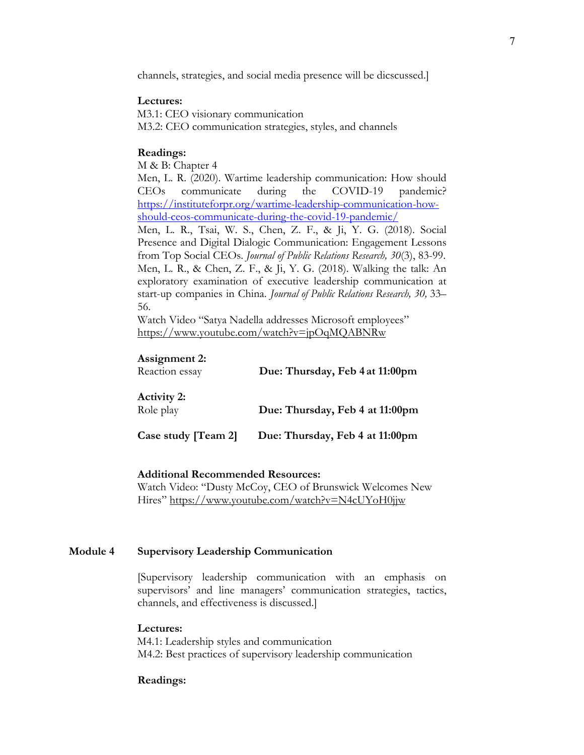channels, strategies, and social media presence will be dicscussed.]

**Lectures:**
M3.1: CEO visionary communication
M3.2: CEO communication strategies, styles, and channels

**Readings:**
M & B: Chapter 4
Men, L. R. (2020). Wartime leadership communication: How should CEOs communicate during the COVID-19 pandemic? https://instituteforpr.org/wartime-leadership-communication-how-should-ceos-communicate-during-the-covid-19-pandemic/
Men, L. R., Tsai, W. S., Chen, Z. F., & Ji, Y. G. (2018). Social Presence and Digital Dialogic Communication: Engagement Lessons from Top Social CEOs. *Journal of Public Relations Research, 30*(3), 83-99.
Men, L. R., & Chen, Z. F., & Ji, Y. G. (2018). Walking the talk: An exploratory examination of executive leadership communication at start-up companies in China. *Journal of Public Relations Research, 30,* 33–56.
Watch Video "Satya Nadella addresses Microsoft employees" https://www.youtube.com/watch?v=jpOqMQABNRw

**Assignment 2:**
Reaction essay **Due: Thursday, Feb 4 at 11:00pm**

**Activity 2:**
Role play **Due: Thursday, Feb 4 at 11:00pm**

**Case study [Team 2]** **Due: Thursday, Feb 4 at 11:00pm**

**Additional Recommended Resources:**
Watch Video: "Dusty McCoy, CEO of Brunswick Welcomes New Hires" https://www.youtube.com/watch?v=N4cUYoH0jjw

## Module 4 Supervisory Leadership Communication

[Supervisory leadership communication with an emphasis on supervisors' and line managers' communication strategies, tactics, channels, and effectiveness is discussed.]

**Lectures:**
M4.1: Leadership styles and communication
M4.2: Best practices of supervisory leadership communication

**Readings:**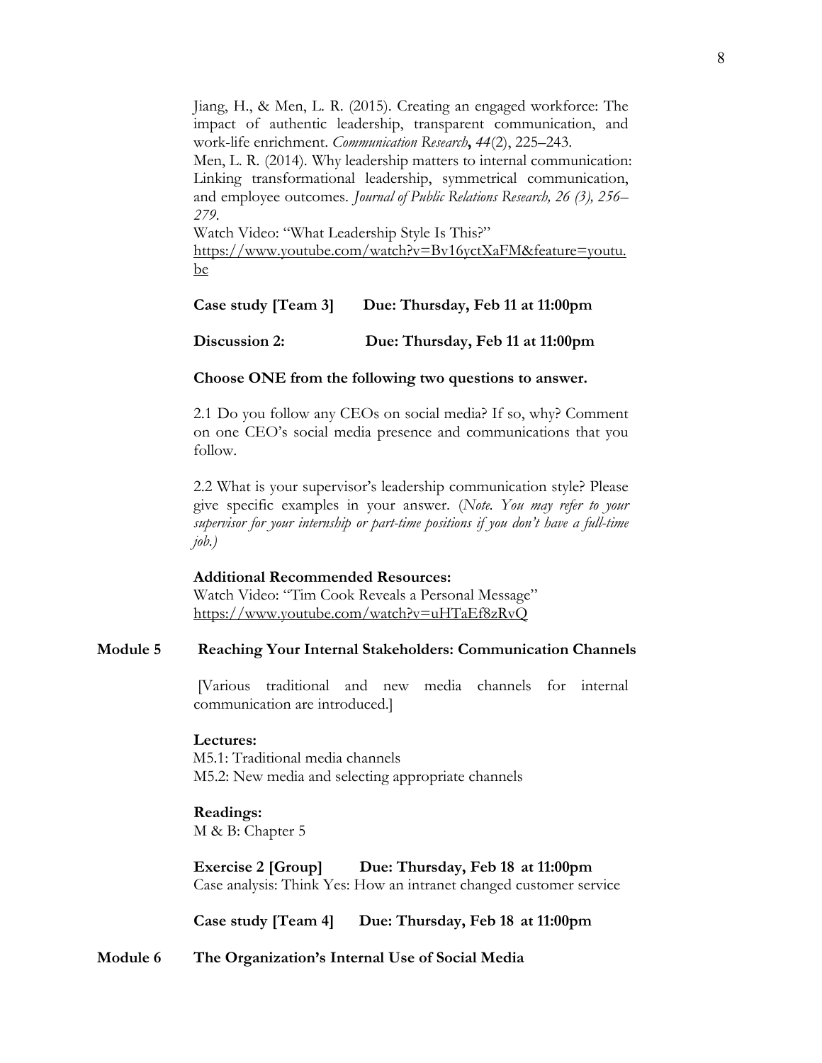Jiang, H., & Men, L. R. (2015). Creating an engaged workforce: The impact of authentic leadership, transparent communication, and work-life enrichment. *Communication Research***,** *44*(2), 225–243.

Men, L. R. (2014). Why leadership matters to internal communication: Linking transformational leadership, symmetrical communication, and employee outcomes. *Journal of Public Relations Research, 26 (3), 256–279*.

Watch Video: "What Leadership Style Is This?"
https://www.youtube.com/watch?v=Bv16yctXaFM&feature=youtu.be

**Case study [Team 3] Due: Thursday, Feb 11 at 11:00pm**

**Discussion 2: Due: Thursday, Feb 11 at 11:00pm**

**Choose ONE from the following two questions to answer.**

2.1 Do you follow any CEOs on social media? If so, why? Comment on one CEO's social media presence and communications that you follow.

2.2 What is your supervisor's leadership communication style? Please give specific examples in your answer. (*Note. You may refer to your supervisor for your internship or part-time positions if you don't have a full-time job.)*

**Additional Recommended Resources:**
Watch Video: "Tim Cook Reveals a Personal Message"
https://www.youtube.com/watch?v=uHTaEf8zRvQ

## Module 5 Reaching Your Internal Stakeholders: Communication Channels

[Various traditional and new media channels for internal communication are introduced.]

**Lectures:**
M5.1: Traditional media channels
M5.2: New media and selecting appropriate channels

**Readings:**
M & B: Chapter 5

**Exercise 2 [Group] Due: Thursday, Feb 18 at 11:00pm**
Case analysis: Think Yes: How an intranet changed customer service

**Case study [Team 4] Due: Thursday, Feb 18 at 11:00pm**

## Module 6 The Organization's Internal Use of Social Media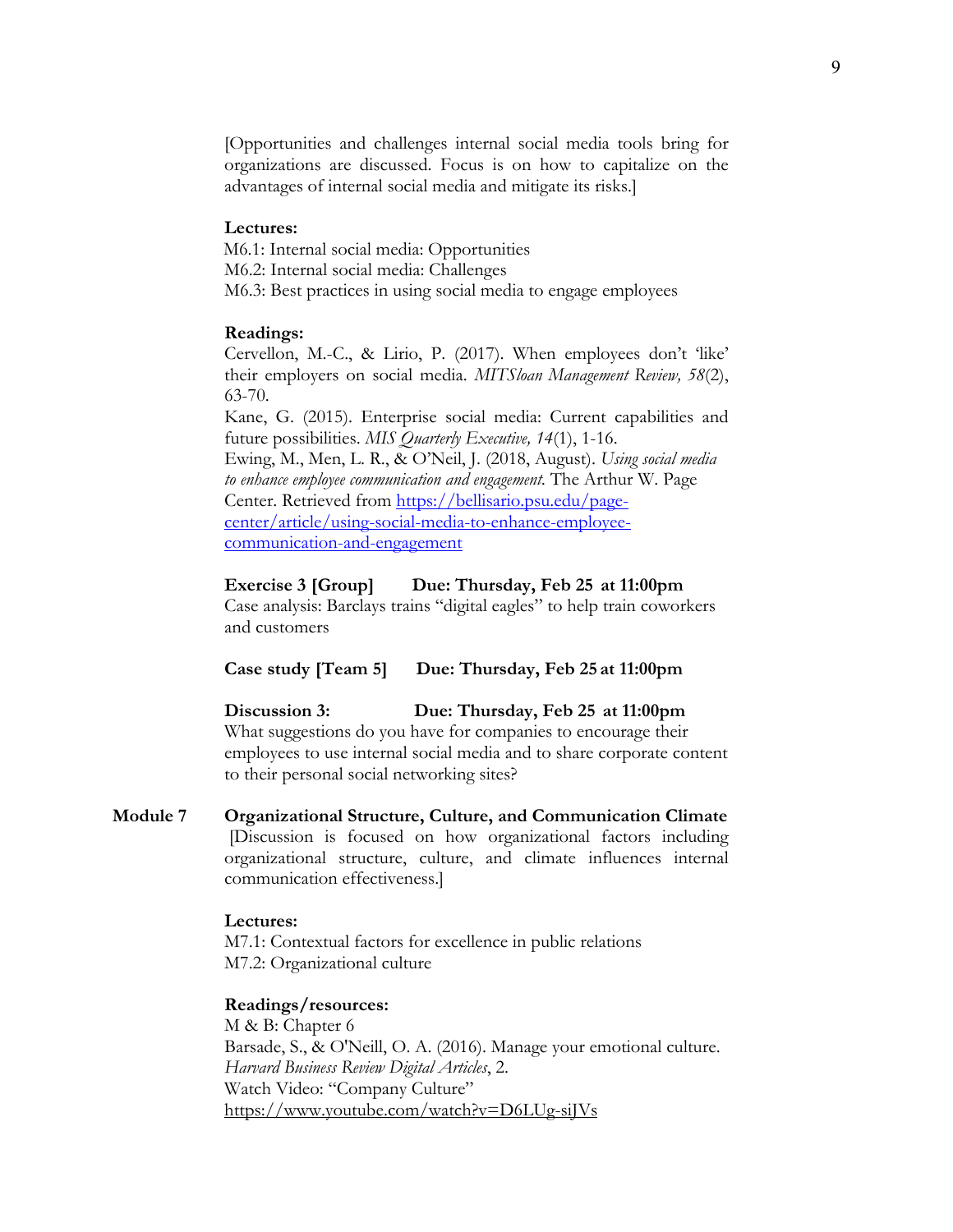[Opportunities and challenges internal social media tools bring for organizations are discussed. Focus is on how to capitalize on the advantages of internal social media and mitigate its risks.]

**Lectures:**
M6.1: Internal social media: Opportunities
M6.2: Internal social media: Challenges
M6.3: Best practices in using social media to engage employees

**Readings:**
Cervellon, M.-C., & Lirio, P. (2017). When employees don't 'like' their employers on social media. *MITSloan Management Review, 58*(2), 63-70.
Kane, G. (2015). Enterprise social media: Current capabilities and future possibilities. *MIS Quarterly Executive, 14*(1), 1-16.
Ewing, M., Men, L. R., & O'Neil, J. (2018, August). *Using social media to enhance employee communication and engagement.* The Arthur W. Page Center. Retrieved from https://bellisario.psu.edu/page-center/article/using-social-media-to-enhance-employee-communication-and-engagement

**Exercise 3 [Group]　　Due: Thursday, Feb 25 at 11:00pm**
Case analysis: Barclays trains "digital eagles" to help train coworkers and customers

**Case study [Team 5]　　Due: Thursday, Feb 25 at 11:00pm**

**Discussion 3:　　Due: Thursday, Feb 25 at 11:00pm**
What suggestions do you have for companies to encourage their employees to use internal social media and to share corporate content to their personal social networking sites?

## Module 7　Organizational Structure, Culture, and Communication Climate

[Discussion is focused on how organizational factors including organizational structure, culture, and climate influences internal communication effectiveness.]

**Lectures:**
M7.1: Contextual factors for excellence in public relations
M7.2: Organizational culture

**Readings/resources:**
M & B: Chapter 6
Barsade, S., & O'Neill, O. A. (2016). Manage your emotional culture. *Harvard Business Review Digital Articles*, 2.
Watch Video: "Company Culture"
https://www.youtube.com/watch?v=D6LUg-siJVs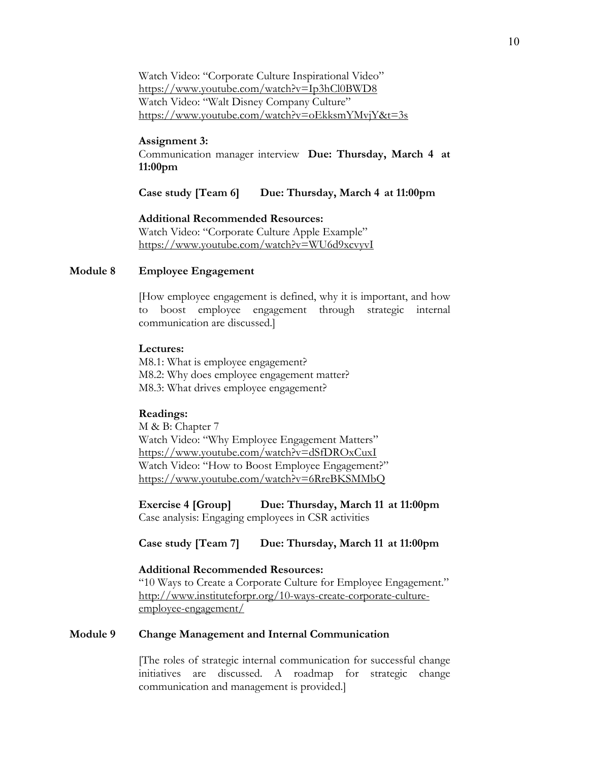Watch Video: "Corporate Culture Inspirational Video"
https://www.youtube.com/watch?v=Ip3hCl0BWD8
Watch Video: "Walt Disney Company Culture"
https://www.youtube.com/watch?v=oEkksmYMvjY&t=3s

**Assignment 3:**
Communication manager interview **Due: Thursday, March 4 at 11:00pm**

**Case study [Team 6] Due: Thursday, March 4 at 11:00pm**

**Additional Recommended Resources:**
Watch Video: "Corporate Culture Apple Example"
https://www.youtube.com/watch?v=WU6d9xcvyvI

## Module 8 Employee Engagement

[How employee engagement is defined, why it is important, and how to boost employee engagement through strategic internal communication are discussed.]

**Lectures:**
M8.1: What is employee engagement?
M8.2: Why does employee engagement matter?
M8.3: What drives employee engagement?

**Readings:**
M & B: Chapter 7
Watch Video: "Why Employee Engagement Matters"
https://www.youtube.com/watch?v=dSfDROxCuxI
Watch Video: "How to Boost Employee Engagement?"
https://www.youtube.com/watch?v=6RreBKSMMbQ

**Exercise 4 [Group] Due: Thursday, March 11 at 11:00pm**
Case analysis: Engaging employees in CSR activities

**Case study [Team 7] Due: Thursday, March 11 at 11:00pm**

**Additional Recommended Resources:**
"10 Ways to Create a Corporate Culture for Employee Engagement."
http://www.instituteforpr.org/10-ways-create-corporate-culture-employee-engagement/

## Module 9 Change Management and Internal Communication

[The roles of strategic internal communication for successful change initiatives are discussed. A roadmap for strategic change communication and management is provided.]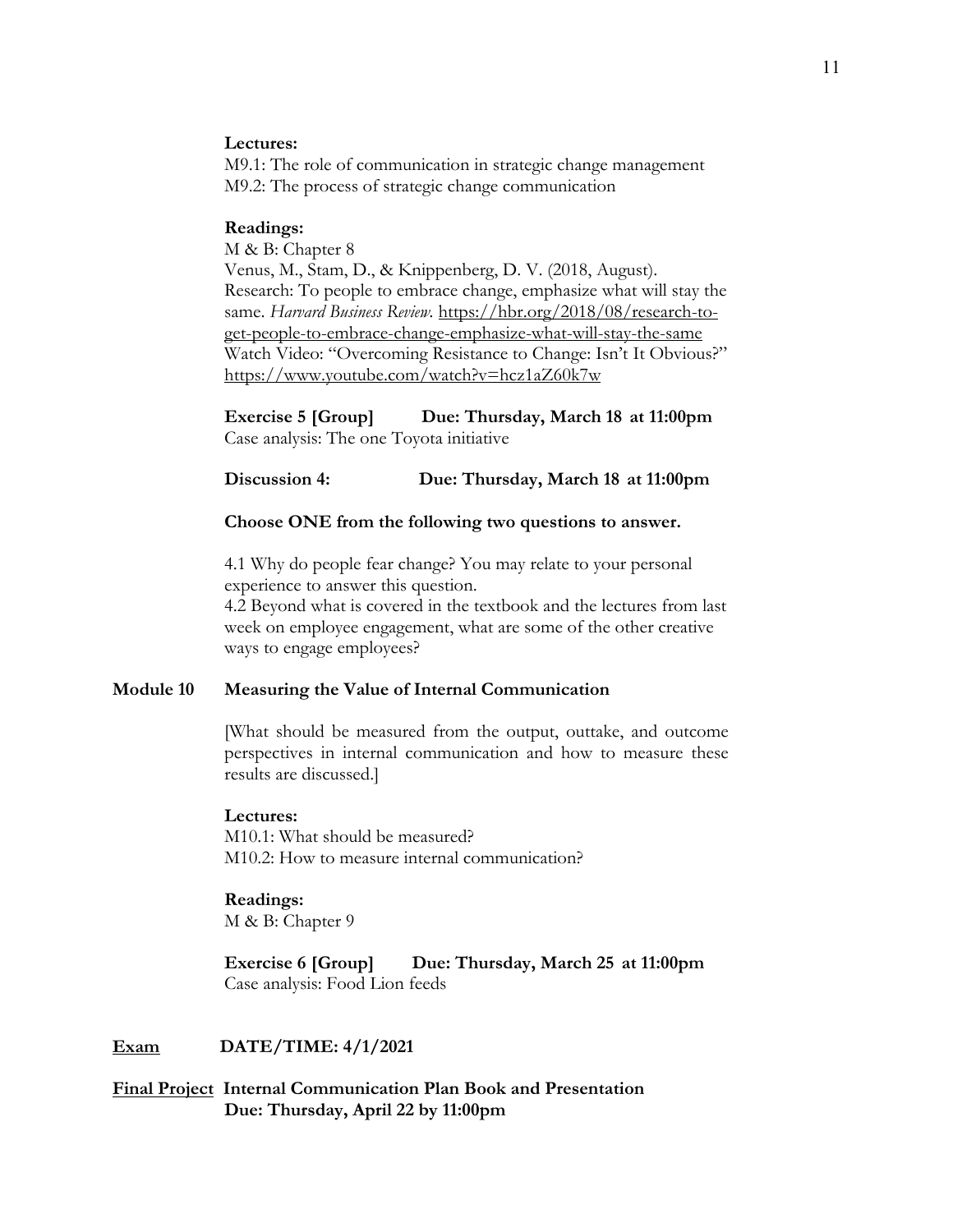**Lectures:**
M9.1: The role of communication in strategic change management
M9.2: The process of strategic change communication

**Readings:**
M & B: Chapter 8
Venus, M., Stam, D., & Knippenberg, D. V. (2018, August). Research: To people to embrace change, emphasize what will stay the same. *Harvard Business Review*. https://hbr.org/2018/08/research-to-get-people-to-embrace-change-emphasize-what-will-stay-the-same
Watch Video: "Overcoming Resistance to Change: Isn't It Obvious?" https://www.youtube.com/watch?v=hcz1aZ60k7w

**Exercise 5 [Group]    Due: Thursday, March 18 at 11:00pm**
Case analysis: The one Toyota initiative

**Discussion 4:    Due: Thursday, March 18 at 11:00pm**

**Choose ONE from the following two questions to answer.**

4.1 Why do people fear change? You may relate to your personal experience to answer this question.
4.2 Beyond what is covered in the textbook and the lectures from last week on employee engagement, what are some of the other creative ways to engage employees?

## Module 10    Measuring the Value of Internal Communication

[What should be measured from the output, outtake, and outcome perspectives in internal communication and how to measure these results are discussed.]

**Lectures:**
M10.1: What should be measured?
M10.2: How to measure internal communication?

**Readings:**
M & B: Chapter 9

**Exercise 6 [Group]    Due: Thursday, March 25 at 11:00pm**
Case analysis: Food Lion feeds

**<u>Exam</u>    DATE/TIME: 4/1/2021**

**<u>Final Project</u>  Internal Communication Plan Book and Presentation**
**Due: Thursday, April 22 by 11:00pm**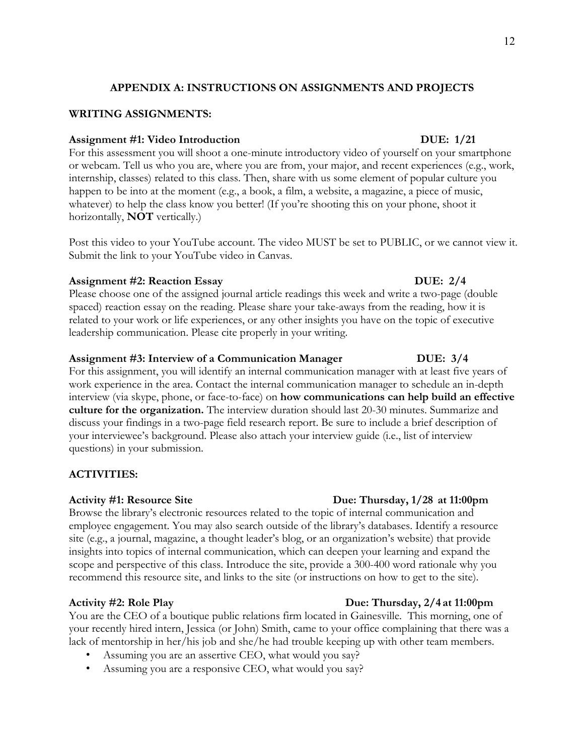## APPENDIX A: INSTRUCTIONS ON ASSIGNMENTS AND PROJECTS

### WRITING ASSIGNMENTS:

**Assignment #1: Video Introduction** **DUE: 1/21**

For this assessment you will shoot a one-minute introductory video of yourself on your smartphone or webcam. Tell us who you are, where you are from, your major, and recent experiences (e.g., work, internship, classes) related to this class. Then, share with us some element of popular culture you happen to be into at the moment (e.g., a book, a film, a website, a magazine, a piece of music, whatever) to help the class know you better! (If you're shooting this on your phone, shoot it horizontally, **NOT** vertically.)

Post this video to your YouTube account. The video MUST be set to PUBLIC, or we cannot view it. Submit the link to your YouTube video in Canvas.

**Assignment #2: Reaction Essay** **DUE: 2/4**

Please choose one of the assigned journal article readings this week and write a two-page (double spaced) reaction essay on the reading. Please share your take-aways from the reading, how it is related to your work or life experiences, or any other insights you have on the topic of executive leadership communication. Please cite properly in your writing.

**Assignment #3: Interview of a Communication Manager** **DUE: 3/4**

For this assignment, you will identify an internal communication manager with at least five years of work experience in the area. Contact the internal communication manager to schedule an in-depth interview (via skype, phone, or face-to-face) on **how communications can help build an effective culture for the organization.** The interview duration should last 20-30 minutes. Summarize and discuss your findings in a two-page field research report. Be sure to include a brief description of your interviewee's background. Please also attach your interview guide (i.e., list of interview questions) in your submission.

### ACTIVITIES:

**Activity #1: Resource Site** **Due: Thursday, 1/28 at 11:00pm**

Browse the library's electronic resources related to the topic of internal communication and employee engagement. You may also search outside of the library's databases. Identify a resource site (e.g., a journal, magazine, a thought leader's blog, or an organization's website) that provide insights into topics of internal communication, which can deepen your learning and expand the scope and perspective of this class. Introduce the site, provide a 300-400 word rationale why you recommend this resource site, and links to the site (or instructions on how to get to the site).

**Activity #2: Role Play** **Due: Thursday, 2/4 at 11:00pm**

You are the CEO of a boutique public relations firm located in Gainesville. This morning, one of your recently hired intern, Jessica (or John) Smith, came to your office complaining that there was a lack of mentorship in her/his job and she/he had trouble keeping up with other team members.

- Assuming you are an assertive CEO, what would you say?
- Assuming you are a responsive CEO, what would you say?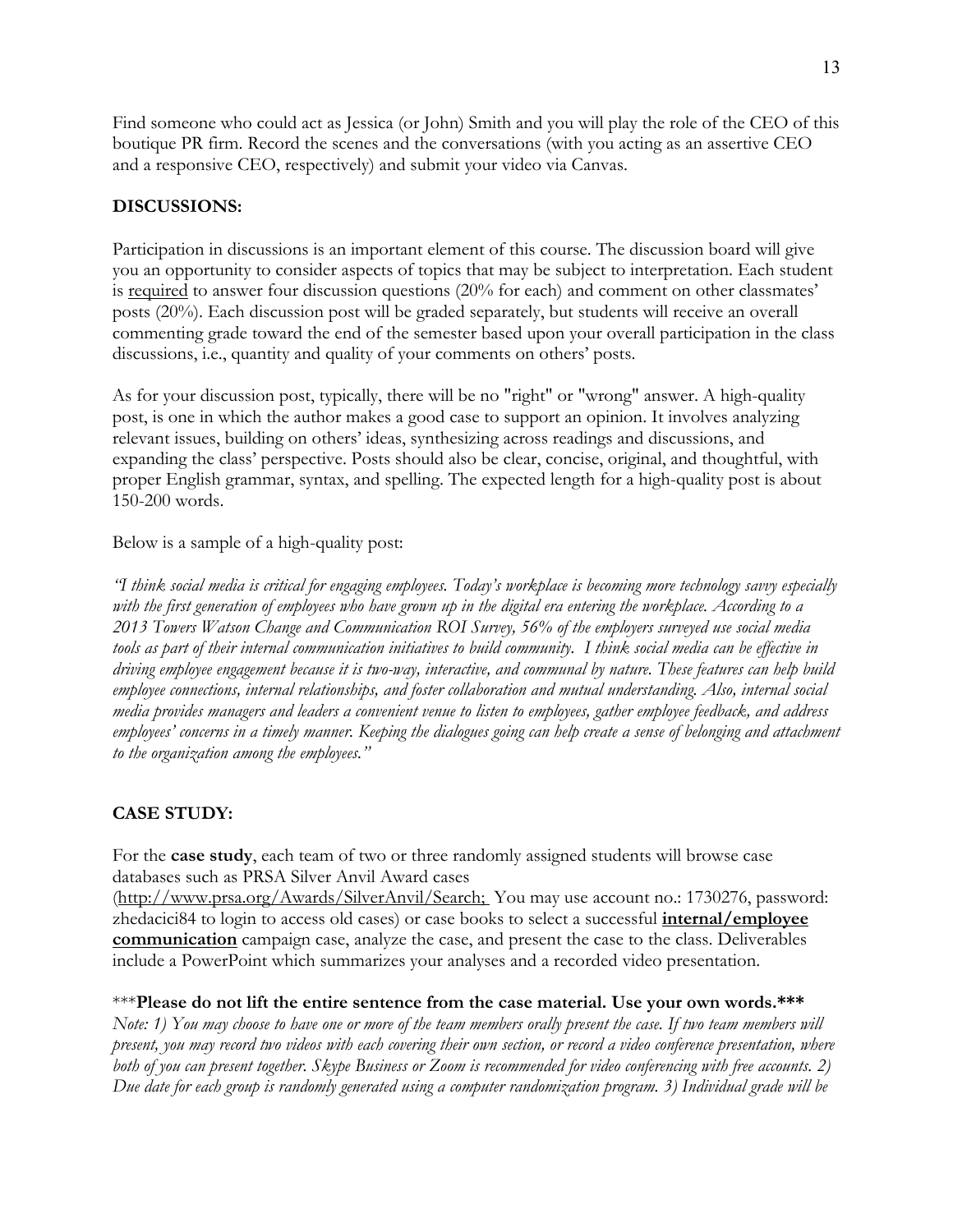Find someone who could act as Jessica (or John) Smith and you will play the role of the CEO of this boutique PR firm. Record the scenes and the conversations (with you acting as an assertive CEO and a responsive CEO, respectively) and submit your video via Canvas.

## DISCUSSIONS:

Participation in discussions is an important element of this course. The discussion board will give you an opportunity to consider aspects of topics that may be subject to interpretation. Each student is required to answer four discussion questions (20% for each) and comment on other classmates' posts (20%). Each discussion post will be graded separately, but students will receive an overall commenting grade toward the end of the semester based upon your overall participation in the class discussions, i.e., quantity and quality of your comments on others' posts.

As for your discussion post, typically, there will be no "right" or "wrong" answer. A high-quality post, is one in which the author makes a good case to support an opinion. It involves analyzing relevant issues, building on others' ideas, synthesizing across readings and discussions, and expanding the class' perspective. Posts should also be clear, concise, original, and thoughtful, with proper English grammar, syntax, and spelling. The expected length for a high-quality post is about 150-200 words.

Below is a sample of a high-quality post:

*"I think social media is critical for engaging employees. Today's workplace is becoming more technology savvy especially with the first generation of employees who have grown up in the digital era entering the workplace. According to a 2013 Towers Watson Change and Communication ROI Survey, 56% of the employers surveyed use social media tools as part of their internal communication initiatives to build community. I think social media can be effective in driving employee engagement because it is two-way, interactive, and communal by nature. These features can help build employee connections, internal relationships, and foster collaboration and mutual understanding. Also, internal social media provides managers and leaders a convenient venue to listen to employees, gather employee feedback, and address employees' concerns in a timely manner. Keeping the dialogues going can help create a sense of belonging and attachment to the organization among the employees."*

## CASE STUDY:

For the **case study**, each team of two or three randomly assigned students will browse case databases such as PRSA Silver Anvil Award cases (http://www.prsa.org/Awards/SilverAnvil/Search; You may use account no.: 1730276, password: zhedacici84 to login to access old cases) or case books to select a successful **internal/employee communication** campaign case, analyze the case, and present the case to the class. Deliverables include a PowerPoint which summarizes your analyses and a recorded video presentation.

***__Please do not lift the entire sentence from the case material. Use your own words.__***

*Note: 1) You may choose to have one or more of the team members orally present the case. If two team members will present, you may record two videos with each covering their own section, or record a video conference presentation, where both of you can present together. Skype Business or Zoom is recommended for video conferencing with free accounts. 2) Due date for each group is randomly generated using a computer randomization program. 3) Individual grade will be*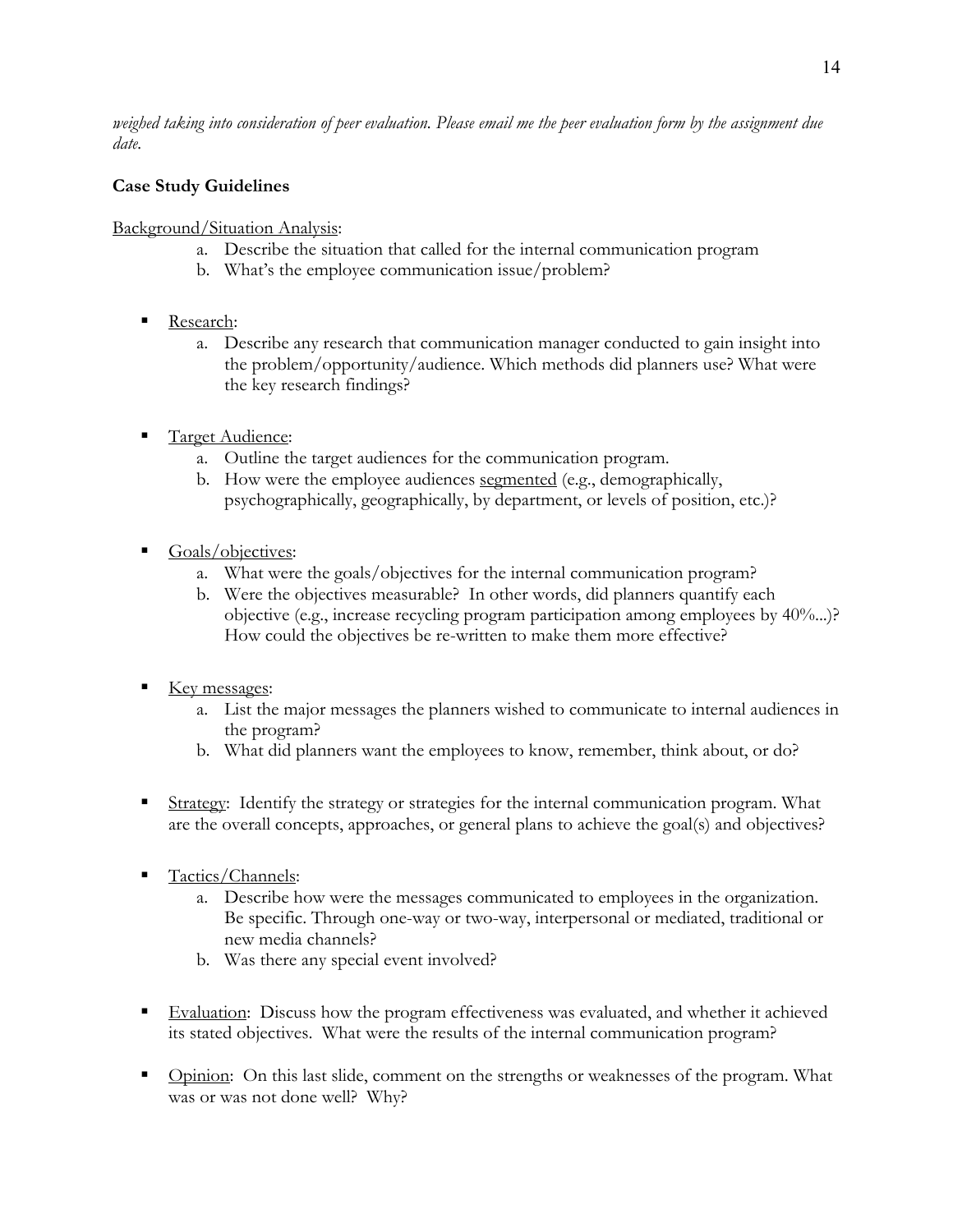*weighed taking into consideration of peer evaluation. Please email me the peer evaluation form by the assignment due date.*

**Case Study Guidelines**

<u>Background/Situation Analysis</u>:

a. Describe the situation that called for the internal communication program
b. What's the employee communication issue/problem?

- <u>Research</u>:
  a. Describe any research that communication manager conducted to gain insight into the problem/opportunity/audience. Which methods did planners use? What were the key research findings?

- <u>Target Audience</u>:
  a. Outline the target audiences for the communication program.
  b. How were the employee audiences <u>segmented</u> (e.g., demographically, psychographically, geographically, by department, or levels of position, etc.)?

- <u>Goals/objectives</u>:
  a. What were the goals/objectives for the internal communication program?
  b. Were the objectives measurable? In other words, did planners quantify each objective (e.g., increase recycling program participation among employees by 40%...)? How could the objectives be re-written to make them more effective?

- <u>Key messages</u>:
  a. List the major messages the planners wished to communicate to internal audiences in the program?
  b. What did planners want the employees to know, remember, think about, or do?

- <u>Strategy</u>: Identify the strategy or strategies for the internal communication program. What are the overall concepts, approaches, or general plans to achieve the goal(s) and objectives?

- <u>Tactics/Channels</u>:
  a. Describe how were the messages communicated to employees in the organization. Be specific. Through one-way or two-way, interpersonal or mediated, traditional or new media channels?
  b. Was there any special event involved?

- <u>Evaluation</u>: Discuss how the program effectiveness was evaluated, and whether it achieved its stated objectives. What were the results of the internal communication program?

- <u>Opinion</u>: On this last slide, comment on the strengths or weaknesses of the program. What was or was not done well? Why?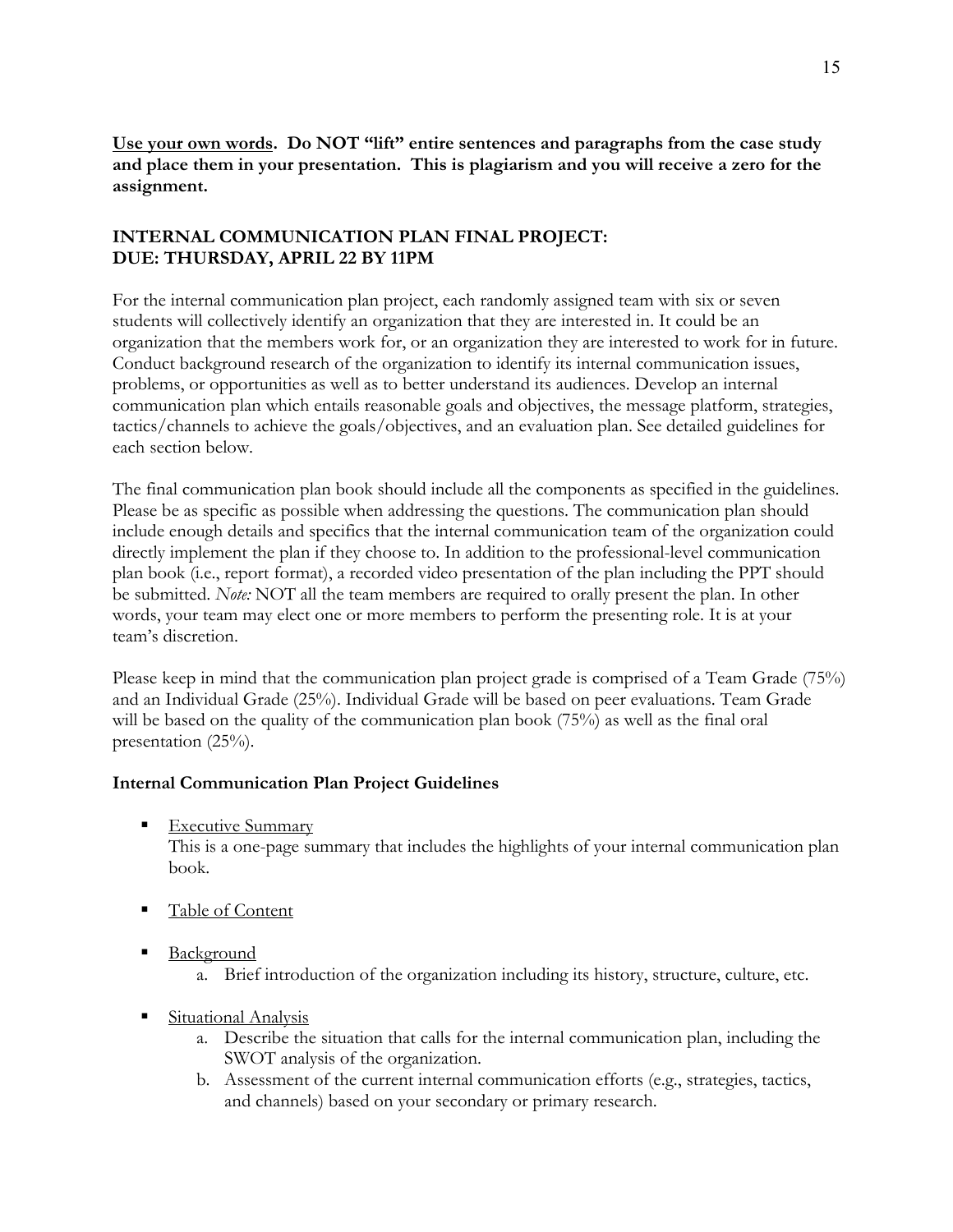**<u>Use your own words</u>. Do NOT "lift" entire sentences and paragraphs from the case study and place them in your presentation. This is plagiarism and you will receive a zero for the assignment.**

**INTERNAL COMMUNICATION PLAN FINAL PROJECT:**
**DUE: THURSDAY, APRIL 22 BY 11PM**

For the internal communication plan project, each randomly assigned team with six or seven students will collectively identify an organization that they are interested in. It could be an organization that the members work for, or an organization they are interested to work for in future. Conduct background research of the organization to identify its internal communication issues, problems, or opportunities as well as to better understand its audiences. Develop an internal communication plan which entails reasonable goals and objectives, the message platform, strategies, tactics/channels to achieve the goals/objectives, and an evaluation plan. See detailed guidelines for each section below.

The final communication plan book should include all the components as specified in the guidelines. Please be as specific as possible when addressing the questions. The communication plan should include enough details and specifics that the internal communication team of the organization could directly implement the plan if they choose to. In addition to the professional-level communication plan book (i.e., report format), a recorded video presentation of the plan including the PPT should be submitted. *Note:* NOT all the team members are required to orally present the plan. In other words, your team may elect one or more members to perform the presenting role. It is at your team's discretion.

Please keep in mind that the communication plan project grade is comprised of a Team Grade (75%) and an Individual Grade (25%). Individual Grade will be based on peer evaluations. Team Grade will be based on the quality of the communication plan book (75%) as well as the final oral presentation (25%).

**Internal Communication Plan Project Guidelines**

- <u>Executive Summary</u>
  This is a one-page summary that includes the highlights of your internal communication plan book.

- <u>Table of Content</u>

- <u>Background</u>
  a. Brief introduction of the organization including its history, structure, culture, etc.

- <u>Situational Analysis</u>
  a. Describe the situation that calls for the internal communication plan, including the SWOT analysis of the organization.
  b. Assessment of the current internal communication efforts (e.g., strategies, tactics, and channels) based on your secondary or primary research.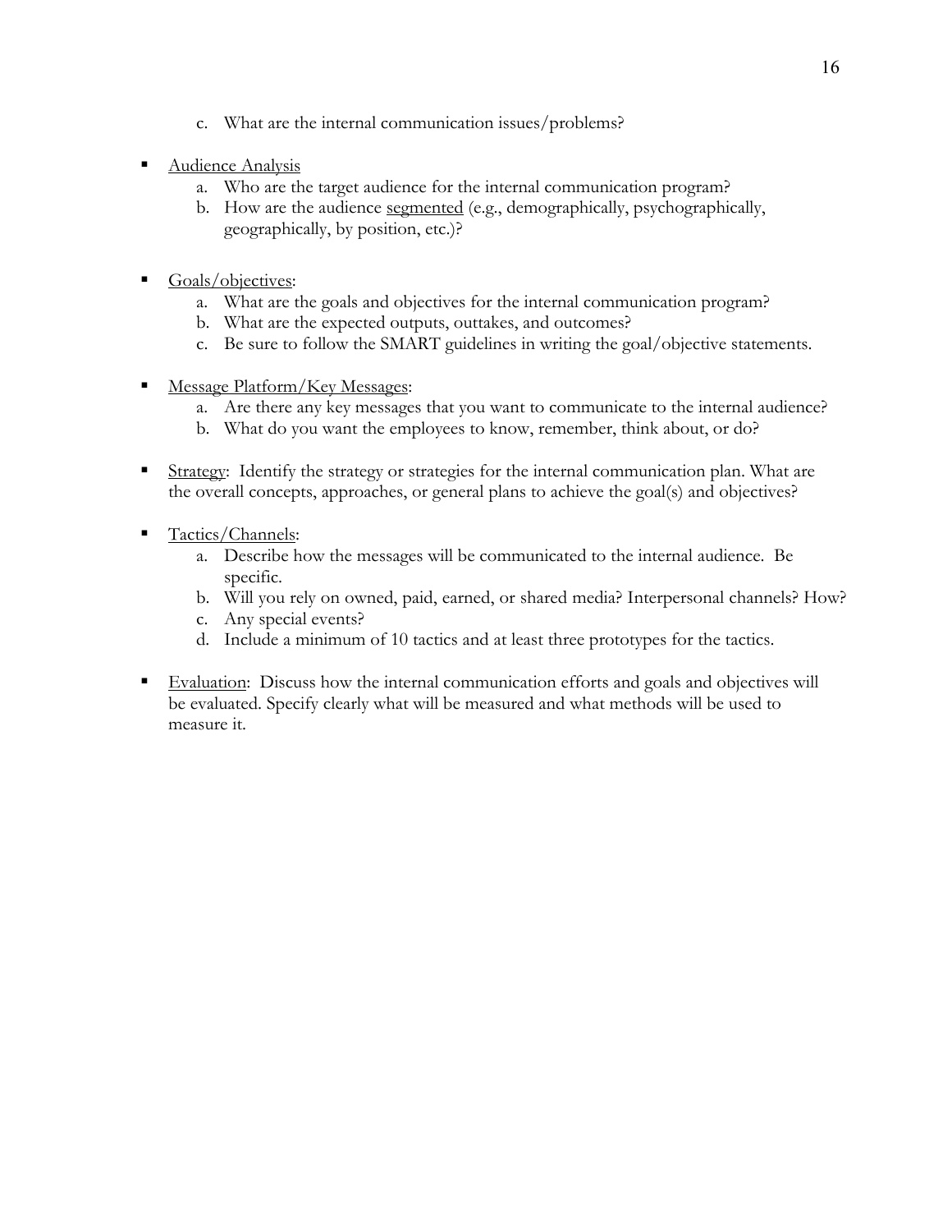c. What are the internal communication issues/problems?

- Audience Analysis
    a. Who are the target audience for the internal communication program?
    b. How are the audience segmented (e.g., demographically, psychographically, geographically, by position, etc.)?

- Goals/objectives:
    a. What are the goals and objectives for the internal communication program?
    b. What are the expected outputs, outtakes, and outcomes?
    c. Be sure to follow the SMART guidelines in writing the goal/objective statements.

- Message Platform/Key Messages:
    a. Are there any key messages that you want to communicate to the internal audience?
    b. What do you want the employees to know, remember, think about, or do?

- Strategy: Identify the strategy or strategies for the internal communication plan. What are the overall concepts, approaches, or general plans to achieve the goal(s) and objectives?

- Tactics/Channels:
    a. Describe how the messages will be communicated to the internal audience. Be specific.
    b. Will you rely on owned, paid, earned, or shared media? Interpersonal channels? How?
    c. Any special events?
    d. Include a minimum of 10 tactics and at least three prototypes for the tactics.

- Evaluation: Discuss how the internal communication efforts and goals and objectives will be evaluated. Specify clearly what will be measured and what methods will be used to measure it.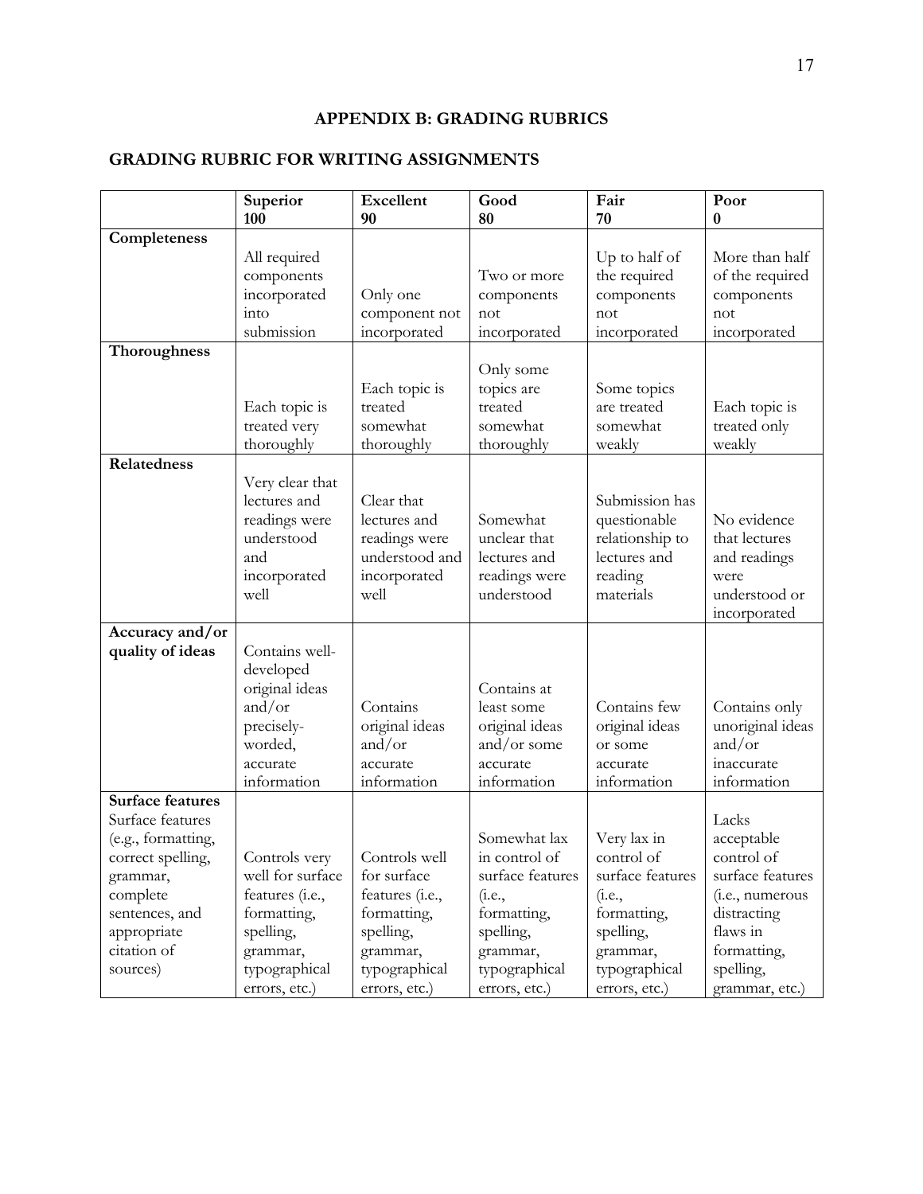## APPENDIX B: GRADING RUBRICS

### GRADING RUBRIC FOR WRITING ASSIGNMENTS

| | **Superior 100** | **Excellent 90** | **Good 80** | **Fair 70** | **Poor 0** |
|---|---|---|---|---|---|
| **Completeness** | All required components incorporated into submission | Only one component not incorporated | Two or more components not incorporated | Up to half of the required components not incorporated | More than half of the required components not incorporated |
| **Thoroughness** | Each topic is treated very thoroughly | Each topic is treated somewhat thoroughly | Only some topics are treated somewhat thoroughly | Some topics are treated somewhat weakly | Each topic is treated only weakly |
| **Relatedness** | Very clear that lectures and readings were understood and incorporated well | Clear that lectures and readings were understood and incorporated well | Somewhat unclear that lectures and readings were understood | Submission has questionable relationship to lectures and reading materials | No evidence that lectures and readings were understood or incorporated |
| **Accuracy and/or quality of ideas** | Contains well-developed original ideas and/or precisely-worded, accurate information | Contains original ideas and/or accurate information | Contains at least some original ideas and/or some accurate information | Contains few original ideas or some accurate information | Contains only unoriginal ideas and/or inaccurate information |
| **Surface features** Surface features (e.g., formatting, correct spelling, grammar, complete sentences, and appropriate citation of sources) | Controls very well for surface features (i.e., formatting, spelling, grammar, typographical errors, etc.) | Controls well for surface features (i.e., formatting, spelling, grammar, typographical errors, etc.) | Somewhat lax in control of surface features (i.e., formatting, spelling, grammar, typographical errors, etc.) | Very lax in control of surface features (i.e., formatting, spelling, grammar, typographical errors, etc.) | Lacks acceptable control of surface features (i.e., numerous distracting flaws in formatting, spelling, grammar, etc.) |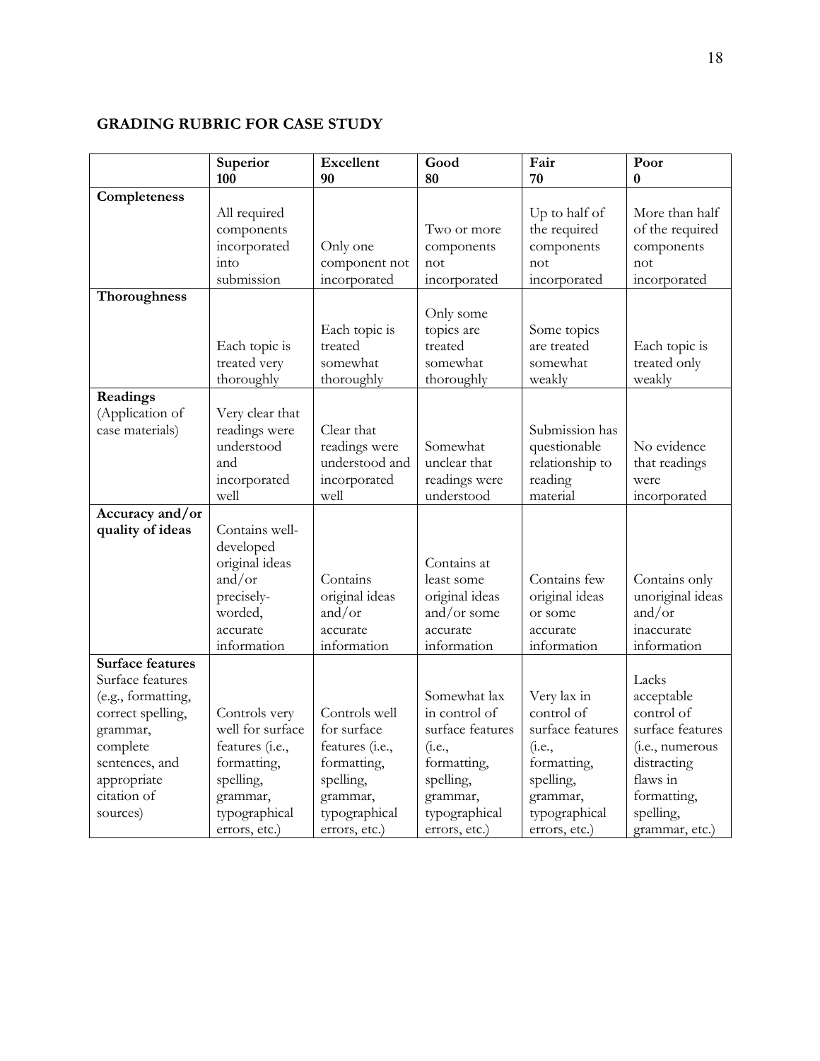## GRADING RUBRIC FOR CASE STUDY

| | **Superior 100** | **Excellent 90** | **Good 80** | **Fair 70** | **Poor 0** |
|---|---|---|---|---|---|
| **Completeness** | All required components incorporated into submission | Only one component not incorporated | Two or more components not incorporated | Up to half of the required components not incorporated | More than half of the required components not incorporated |
| **Thoroughness** | Each topic is treated very thoroughly | Each topic is treated somewhat thoroughly | Only some topics are treated somewhat thoroughly | Some topics are treated somewhat weakly | Each topic is treated only weakly |
| **Readings** (Application of case materials) | Very clear that readings were understood and incorporated well | Clear that readings were understood and incorporated well | Somewhat unclear that readings were understood | Submission has questionable relationship to reading material | No evidence that readings were incorporated |
| **Accuracy and/or quality of ideas** | Contains well-developed original ideas and/or precisely-worded, accurate information | Contains original ideas and/or accurate information | Contains at least some original ideas and/or some accurate information | Contains few original ideas or some accurate information | Contains only unoriginal ideas and/or inaccurate information |
| **Surface features** Surface features (e.g., formatting, correct spelling, grammar, complete sentences, and appropriate citation of sources) | Controls very well for surface features (i.e., formatting, spelling, grammar, typographical errors, etc.) | Controls well for surface features (i.e., formatting, spelling, grammar, typographical errors, etc.) | Somewhat lax in control of surface features (i.e., formatting, spelling, grammar, typographical errors, etc.) | Very lax in control of surface features (i.e., formatting, spelling, grammar, typographical errors, etc.) | Lacks acceptable control of surface features (i.e., numerous distracting flaws in formatting, spelling, grammar, etc.) |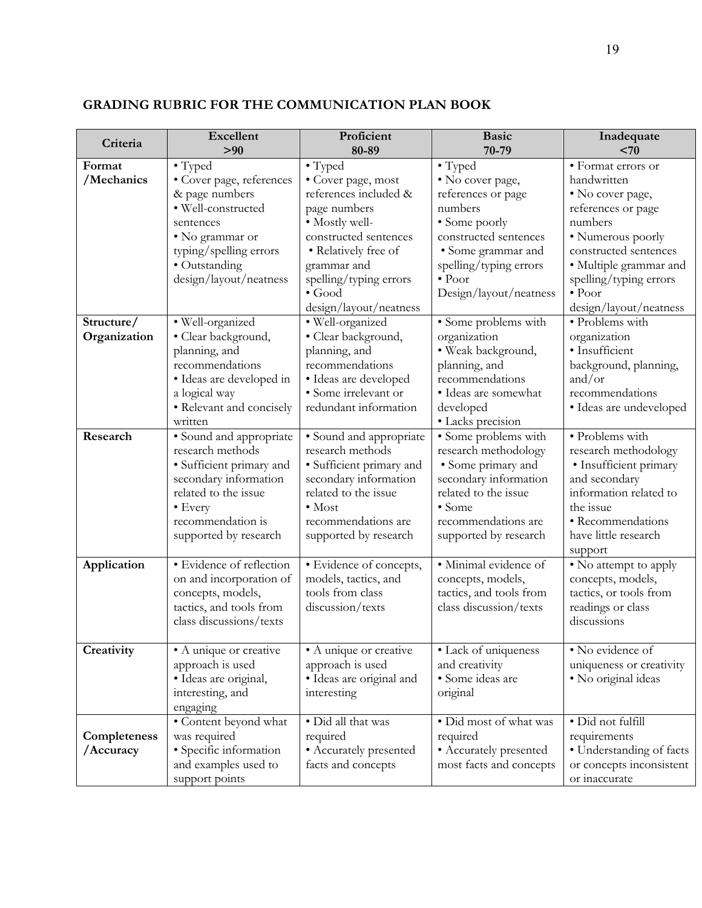**GRADING RUBRIC FOR THE COMMUNICATION PLAN BOOK**

| Criteria | Excellent >90 | Proficient 80-89 | Basic 70-79 | Inadequate <70 |
|---|---|---|---|---|
| **Format /Mechanics** | • Typed<br>• Cover page, references & page numbers<br>• Well-constructed sentences<br>• No grammar or typing/spelling errors<br>• Outstanding design/layout/neatness | • Typed<br>• Cover page, most references included & page numbers<br>• Mostly well-constructed sentences<br>• Relatively free of grammar and spelling/typing errors<br>• Good design/layout/neatness | • Typed<br>• No cover page, references or page numbers<br>• Some poorly constructed sentences<br>• Some grammar and spelling/typing errors<br>• Poor Design/layout/neatness | • Format errors or handwritten<br>• No cover page, references or page numbers<br>• Numerous poorly constructed sentences<br>• Multiple grammar and spelling/typing errors<br>• Poor design/layout/neatness |
| **Structure/ Organization** | • Well-organized<br>• Clear background, planning, and recommendations<br>• Ideas are developed in a logical way<br>• Relevant and concisely written | • Well-organized<br>• Clear background, planning, and recommendations<br>• Ideas are developed<br>• Some irrelevant or redundant information | • Some problems with organization<br>• Weak background, planning, and recommendations<br>• Ideas are somewhat developed<br>• Lacks precision | • Problems with organization<br>• Insufficient background, planning, and/or recommendations<br>• Ideas are undeveloped |
| **Research** | • Sound and appropriate research methods<br>• Sufficient primary and secondary information related to the issue<br>• Every recommendation is supported by research | • Sound and appropriate research methods<br>• Sufficient primary and secondary information related to the issue<br>• Most recommendations are supported by research | • Some problems with research methodology<br>• Some primary and secondary information related to the issue<br>• Some recommendations are supported by research | • Problems with research methodology<br>• Insufficient primary and secondary information related to the issue<br>• Recommendations have little research support |
| **Application** | • Evidence of reflection on and incorporation of concepts, models, tactics, and tools from class discussions/texts | • Evidence of concepts, models, tactics, and tools from class discussion/texts | • Minimal evidence of concepts, models, tactics, and tools from class discussion/texts | • No attempt to apply concepts, models, tactics, or tools from readings or class discussions |
| **Creativity** | • A unique or creative approach is used<br>• Ideas are original, interesting, and engaging | • A unique or creative approach is used<br>• Ideas are original and interesting | • Lack of uniqueness and creativity<br>• Some ideas are original | • No evidence of uniqueness or creativity<br>• No original ideas |
| **Completeness /Accuracy** | • Content beyond what was required<br>• Specific information and examples used to support points | • Did all that was required<br>• Accurately presented facts and concepts | • Did most of what was required<br>• Accurately presented most facts and concepts | • Did not fulfill requirements<br>• Understanding of facts or concepts inconsistent or inaccurate |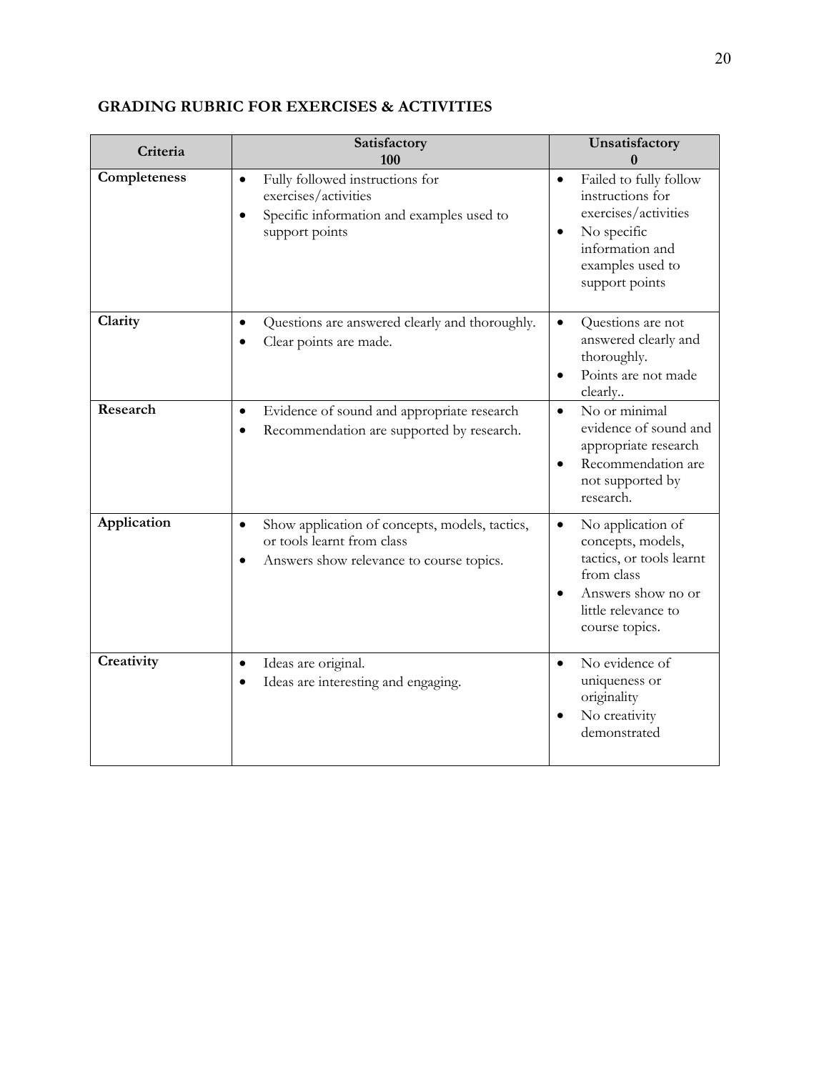## GRADING RUBRIC FOR EXERCISES & ACTIVITIES

| Criteria | Satisfactory 100 | Unsatisfactory 0 |
|---|---|---|
| **Completeness** | • Fully followed instructions for exercises/activities<br>• Specific information and examples used to support points | • Failed to fully follow instructions for exercises/activities<br>• No specific information and examples used to support points |
| **Clarity** | • Questions are answered clearly and thoroughly.<br>• Clear points are made. | • Questions are not answered clearly and thoroughly.<br>• Points are not made clearly.. |
| **Research** | • Evidence of sound and appropriate research<br>• Recommendation are supported by research. | • No or minimal evidence of sound and appropriate research<br>• Recommendation are not supported by research. |
| **Application** | • Show application of concepts, models, tactics, or tools learnt from class<br>• Answers show relevance to course topics. | • No application of concepts, models, tactics, or tools learnt from class<br>• Answers show no or little relevance to course topics. |
| **Creativity** | • Ideas are original.<br>• Ideas are interesting and engaging. | • No evidence of uniqueness or originality<br>• No creativity demonstrated |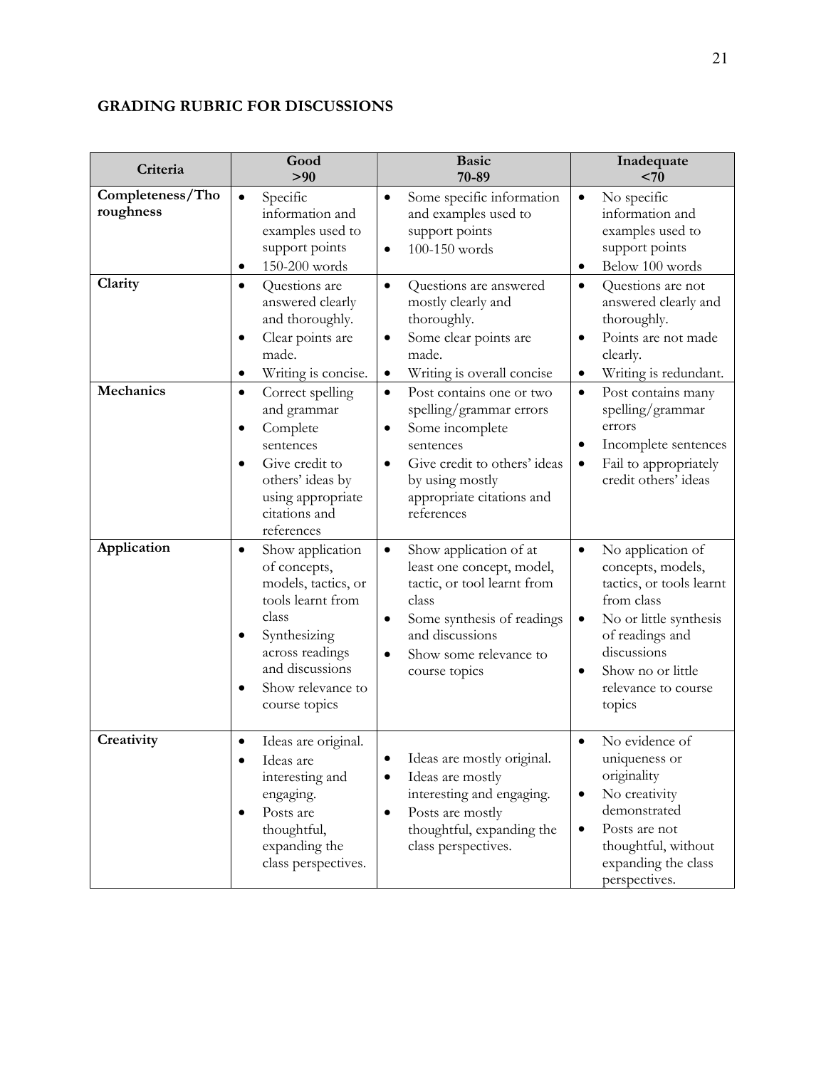## GRADING RUBRIC FOR DISCUSSIONS

| Criteria | Good >90 | Basic 70-89 | Inadequate <70 |
|---|---|---|---|
| **Completeness/Thoroughness** | • Specific information and examples used to support points<br>• 150-200 words | • Some specific information and examples used to support points<br>• 100-150 words | • No specific information and examples used to support points<br>• Below 100 words |
| **Clarity** | • Questions are answered clearly and thoroughly.<br>• Clear points are made.<br>• Writing is concise. | • Questions are answered mostly clearly and thoroughly.<br>• Some clear points are made.<br>• Writing is overall concise | • Questions are not answered clearly and thoroughly.<br>• Points are not made clearly.<br>• Writing is redundant. |
| **Mechanics** | • Correct spelling and grammar<br>• Complete sentences<br>• Give credit to others' ideas by using appropriate citations and references | • Post contains one or two spelling/grammar errors<br>• Some incomplete sentences<br>• Give credit to others' ideas by using mostly appropriate citations and references | • Post contains many spelling/grammar errors<br>• Incomplete sentences<br>• Fail to appropriately credit others' ideas |
| **Application** | • Show application of concepts, models, tactics, or tools learnt from class<br>• Synthesizing across readings and discussions<br>• Show relevance to course topics | • Show application of at least one concept, model, tactic, or tool learnt from class<br>• Some synthesis of readings and discussions<br>• Show some relevance to course topics | • No application of concepts, models, tactics, or tools learnt from class<br>• No or little synthesis of readings and discussions<br>• Show no or little relevance to course topics |
| **Creativity** | • Ideas are original.<br>• Ideas are interesting and engaging.<br>• Posts are thoughtful, expanding the class perspectives. | • Ideas are mostly original.<br>• Ideas are mostly interesting and engaging.<br>• Posts are mostly thoughtful, expanding the class perspectives. | • No evidence of uniqueness or originality<br>• No creativity demonstrated<br>• Posts are not thoughtful, without expanding the class perspectives. |